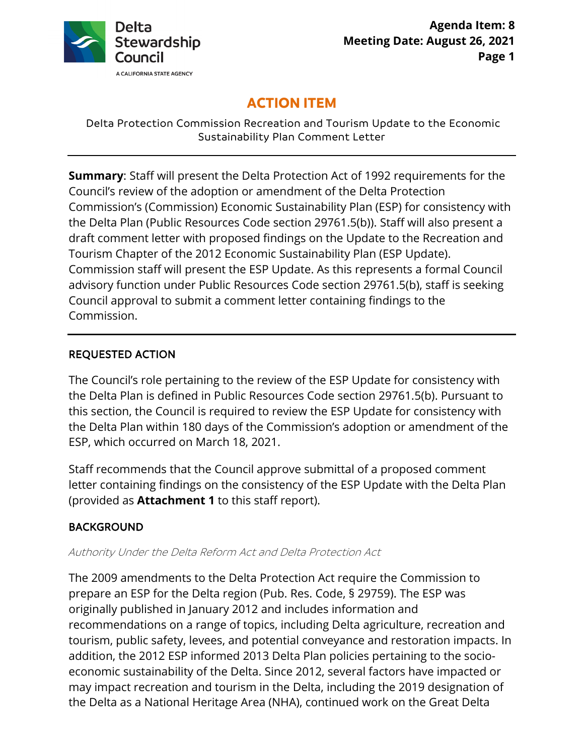# ACTION ITEM

Delta Protection Commission Recreation and Tourism Update to the Economic Sustainability Plan Comment Letter

---

**Summary**: Staff will present the Delta Protection Act of 1992 requirements for the Council's review of the adoption or amendment of the Delta Protection Commission's (Commission) Economic Sustainability Plan (ESP) for consistency with the Delta Plan (Public Resources Code section 29761.5(b)). Staff will also present a draft comment letter with proposed findings on the Update to the Recreation and Tourism Chapter of the 2012 Economic Sustainability Plan (ESP Update). Commission staff will present the ESP Update. As this represents a formal Council advisory function under Public Resources Code section 29761.5(b), staff is seeking Council approval to submit a comment letter containing findings to the Commission.

---

## REQUESTED ACTION

The Council's role pertaining to the review of the ESP Update for consistency with the Delta Plan is defined in Public Resources Code section 29761.5(b). Pursuant to this section, the Council is required to review the ESP Update for consistency with the Delta Plan within 180 days of the Commission's adoption or amendment of the ESP, which occurred on March 18, 2021.

Staff recommends that the Council approve submittal of a proposed comment letter containing findings on the consistency of the ESP Update with the Delta Plan (provided as **Attachment 1** to this staff report).

## BACKGROUND

*Authority Under the Delta Reform Act and Delta Protection Act*

The 2009 amendments to the Delta Protection Act require the Commission to prepare an ESP for the Delta region (Pub. Res. Code, § 29759). The ESP was originally published in January 2012 and includes information and recommendations on a range of topics, including Delta agriculture, recreation and tourism, public safety, levees, and potential conveyance and restoration impacts. In addition, the 2012 ESP informed 2013 Delta Plan policies pertaining to the socio-economic sustainability of the Delta. Since 2012, several factors have impacted or may impact recreation and tourism in the Delta, including the 2019 designation of the Delta as a National Heritage Area (NHA), continued work on the Great Delta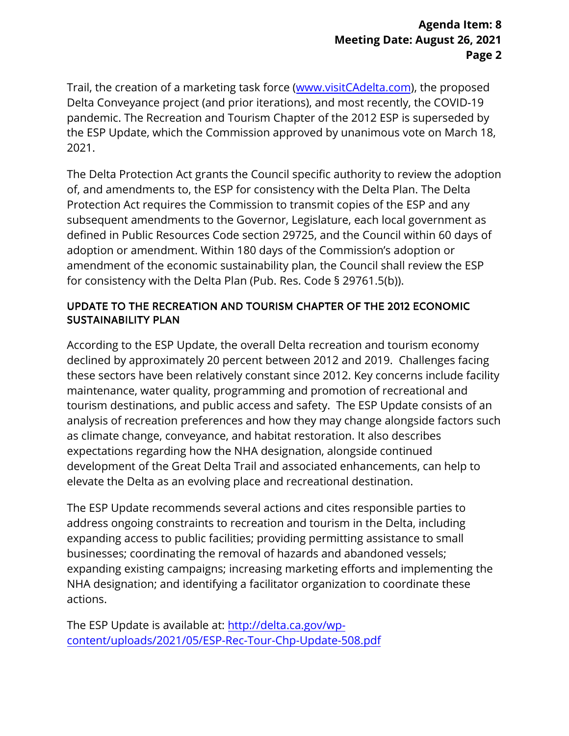Trail, the creation of a marketing task force ([www.visitCAdelta.com](http://www.visitCAdelta.com)), the proposed Delta Conveyance project (and prior iterations), and most recently, the COVID-19 pandemic. The Recreation and Tourism Chapter of the 2012 ESP is superseded by the ESP Update, which the Commission approved by unanimous vote on March 18, 2021.

The Delta Protection Act grants the Council specific authority to review the adoption of, and amendments to, the ESP for consistency with the Delta Plan. The Delta Protection Act requires the Commission to transmit copies of the ESP and any subsequent amendments to the Governor, Legislature, each local government as defined in Public Resources Code section 29725, and the Council within 60 days of adoption or amendment. Within 180 days of the Commission's adoption or amendment of the economic sustainability plan, the Council shall review the ESP for consistency with the Delta Plan (Pub. Res. Code § 29761.5(b)).

## UPDATE TO THE RECREATION AND TOURISM CHAPTER OF THE 2012 ECONOMIC SUSTAINABILITY PLAN

According to the ESP Update, the overall Delta recreation and tourism economy declined by approximately 20 percent between 2012 and 2019. Challenges facing these sectors have been relatively constant since 2012. Key concerns include facility maintenance, water quality, programming and promotion of recreational and tourism destinations, and public access and safety. The ESP Update consists of an analysis of recreation preferences and how they may change alongside factors such as climate change, conveyance, and habitat restoration. It also describes expectations regarding how the NHA designation, alongside continued development of the Great Delta Trail and associated enhancements, can help to elevate the Delta as an evolving place and recreational destination.

The ESP Update recommends several actions and cites responsible parties to address ongoing constraints to recreation and tourism in the Delta, including expanding access to public facilities; providing permitting assistance to small businesses; coordinating the removal of hazards and abandoned vessels; expanding existing campaigns; increasing marketing efforts and implementing the NHA designation; and identifying a facilitator organization to coordinate these actions.

The ESP Update is available at: [http://delta.ca.gov/wp-content/uploads/2021/05/ESP-Rec-Tour-Chp-Update-508.pdf](http://delta.ca.gov/wp-content/uploads/2021/05/ESP-Rec-Tour-Chp-Update-508.pdf)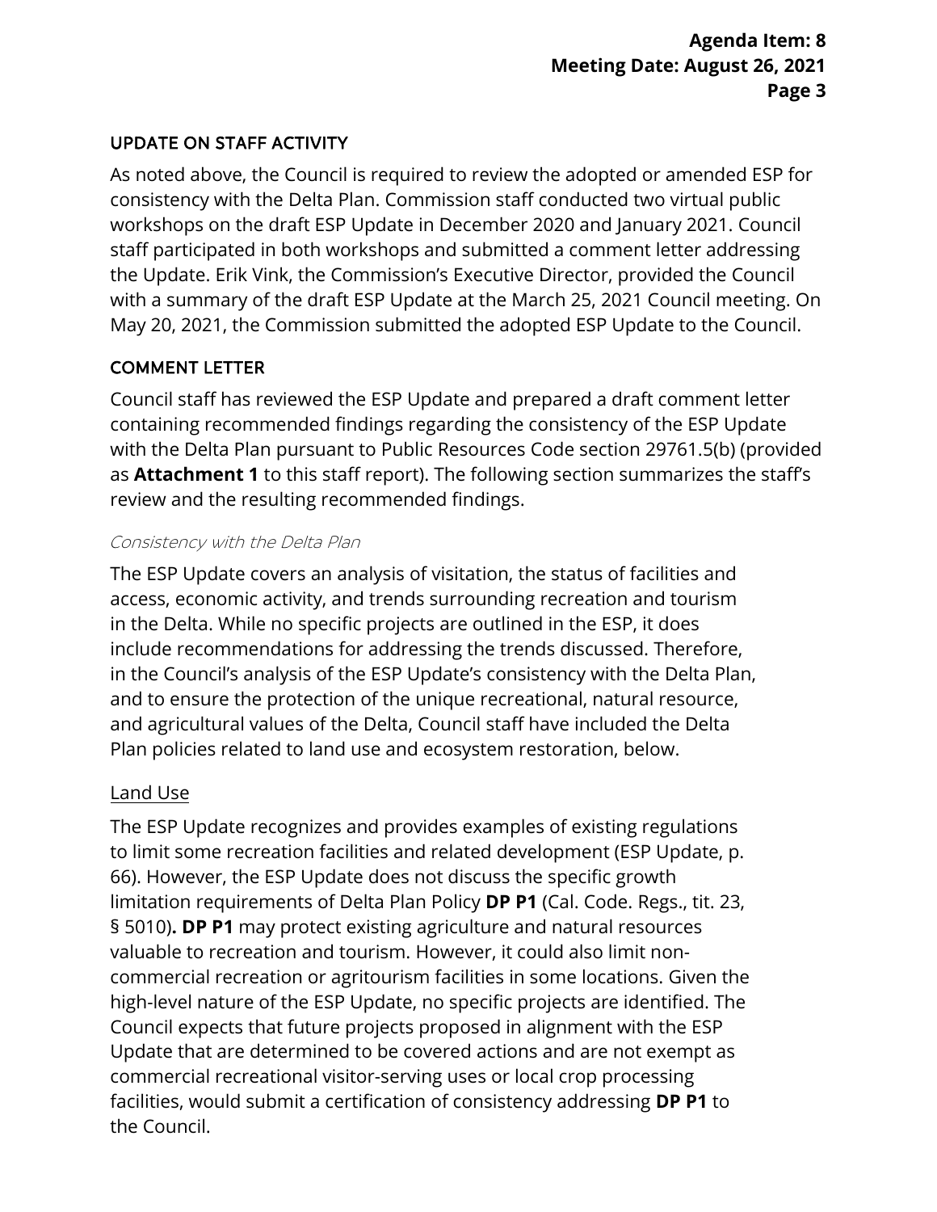## UPDATE ON STAFF ACTIVITY

As noted above, the Council is required to review the adopted or amended ESP for consistency with the Delta Plan. Commission staff conducted two virtual public workshops on the draft ESP Update in December 2020 and January 2021. Council staff participated in both workshops and submitted a comment letter addressing the Update. Erik Vink, the Commission's Executive Director, provided the Council with a summary of the draft ESP Update at the March 25, 2021 Council meeting. On May 20, 2021, the Commission submitted the adopted ESP Update to the Council.

## COMMENT LETTER

Council staff has reviewed the ESP Update and prepared a draft comment letter containing recommended findings regarding the consistency of the ESP Update with the Delta Plan pursuant to Public Resources Code section 29761.5(b) (provided as **Attachment 1** to this staff report). The following section summarizes the staff's review and the resulting recommended findings.

### *Consistency with the Delta Plan*

The ESP Update covers an analysis of visitation, the status of facilities and access, economic activity, and trends surrounding recreation and tourism in the Delta. While no specific projects are outlined in the ESP, it does include recommendations for addressing the trends discussed. Therefore, in the Council's analysis of the ESP Update's consistency with the Delta Plan, and to ensure the protection of the unique recreational, natural resource, and agricultural values of the Delta, Council staff have included the Delta Plan policies related to land use and ecosystem restoration, below.

#### Land Use

The ESP Update recognizes and provides examples of existing regulations to limit some recreation facilities and related development (ESP Update, p. 66). However, the ESP Update does not discuss the specific growth limitation requirements of Delta Plan Policy **DP P1** (Cal. Code. Regs., tit. 23, § 5010)**. DP P1** may protect existing agriculture and natural resources valuable to recreation and tourism. However, it could also limit non-commercial recreation or agritourism facilities in some locations. Given the high-level nature of the ESP Update, no specific projects are identified. The Council expects that future projects proposed in alignment with the ESP Update that are determined to be covered actions and are not exempt as commercial recreational visitor-serving uses or local crop processing facilities, would submit a certification of consistency addressing **DP P1** to the Council.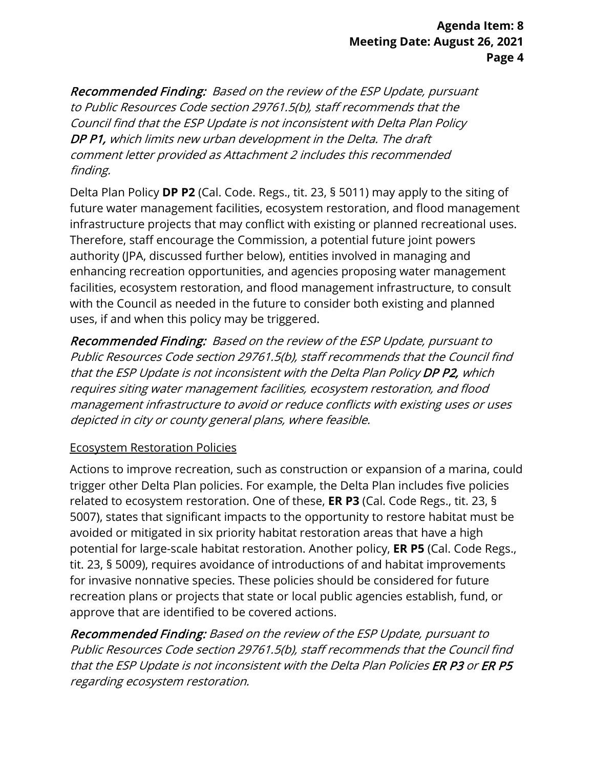*Recommended Finding: Based on the review of the ESP Update, pursuant to Public Resources Code section 29761.5(b), staff recommends that the Council find that the ESP Update is not inconsistent with Delta Plan Policy **DP P1,** which limits new urban development in the Delta. The draft comment letter provided as Attachment 2 includes this recommended finding.*

Delta Plan Policy **DP P2** (Cal. Code. Regs., tit. 23, § 5011) may apply to the siting of future water management facilities, ecosystem restoration, and flood management infrastructure projects that may conflict with existing or planned recreational uses. Therefore, staff encourage the Commission, a potential future joint powers authority (JPA, discussed further below), entities involved in managing and enhancing recreation opportunities, and agencies proposing water management facilities, ecosystem restoration, and flood management infrastructure, to consult with the Council as needed in the future to consider both existing and planned uses, if and when this policy may be triggered.

*Recommended Finding: Based on the review of the ESP Update, pursuant to Public Resources Code section 29761.5(b), staff recommends that the Council find that the ESP Update is not inconsistent with the Delta Plan Policy **DP P2,** which requires siting water management facilities, ecosystem restoration, and flood management infrastructure to avoid or reduce conflicts with existing uses or uses depicted in city or county general plans, where feasible.*

Ecosystem Restoration Policies

Actions to improve recreation, such as construction or expansion of a marina, could trigger other Delta Plan policies. For example, the Delta Plan includes five policies related to ecosystem restoration. One of these, **ER P3** (Cal. Code Regs., tit. 23, § 5007), states that significant impacts to the opportunity to restore habitat must be avoided or mitigated in six priority habitat restoration areas that have a high potential for large-scale habitat restoration. Another policy, **ER P5** (Cal. Code Regs., tit. 23, § 5009), requires avoidance of introductions of and habitat improvements for invasive nonnative species. These policies should be considered for future recreation plans or projects that state or local public agencies establish, fund, or approve that are identified to be covered actions.

*Recommended Finding: Based on the review of the ESP Update, pursuant to Public Resources Code section 29761.5(b), staff recommends that the Council find that the ESP Update is not inconsistent with the Delta Plan Policies **ER P3** or **ER P5** regarding ecosystem restoration.*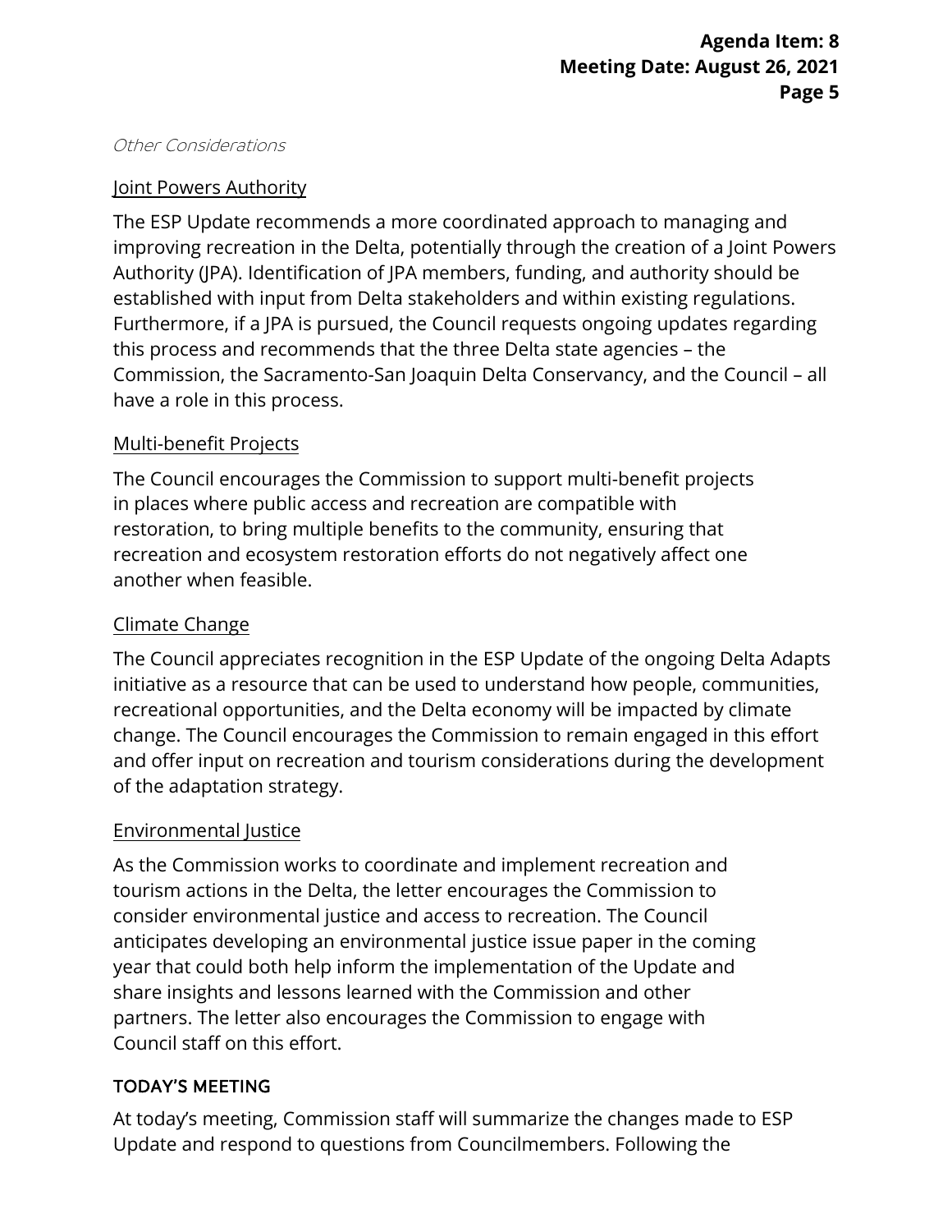*Other Considerations*

Joint Powers Authority

The ESP Update recommends a more coordinated approach to managing and improving recreation in the Delta, potentially through the creation of a Joint Powers Authority (JPA). Identification of JPA members, funding, and authority should be established with input from Delta stakeholders and within existing regulations. Furthermore, if a JPA is pursued, the Council requests ongoing updates regarding this process and recommends that the three Delta state agencies – the Commission, the Sacramento-San Joaquin Delta Conservancy, and the Council – all have a role in this process.

Multi-benefit Projects

The Council encourages the Commission to support multi-benefit projects in places where public access and recreation are compatible with restoration, to bring multiple benefits to the community, ensuring that recreation and ecosystem restoration efforts do not negatively affect one another when feasible.

Climate Change

The Council appreciates recognition in the ESP Update of the ongoing Delta Adapts initiative as a resource that can be used to understand how people, communities, recreational opportunities, and the Delta economy will be impacted by climate change. The Council encourages the Commission to remain engaged in this effort and offer input on recreation and tourism considerations during the development of the adaptation strategy.

Environmental Justice

As the Commission works to coordinate and implement recreation and tourism actions in the Delta, the letter encourages the Commission to consider environmental justice and access to recreation. The Council anticipates developing an environmental justice issue paper in the coming year that could both help inform the implementation of the Update and share insights and lessons learned with the Commission and other partners. The letter also encourages the Commission to engage with Council staff on this effort.

## TODAY'S MEETING

At today's meeting, Commission staff will summarize the changes made to ESP Update and respond to questions from Councilmembers. Following the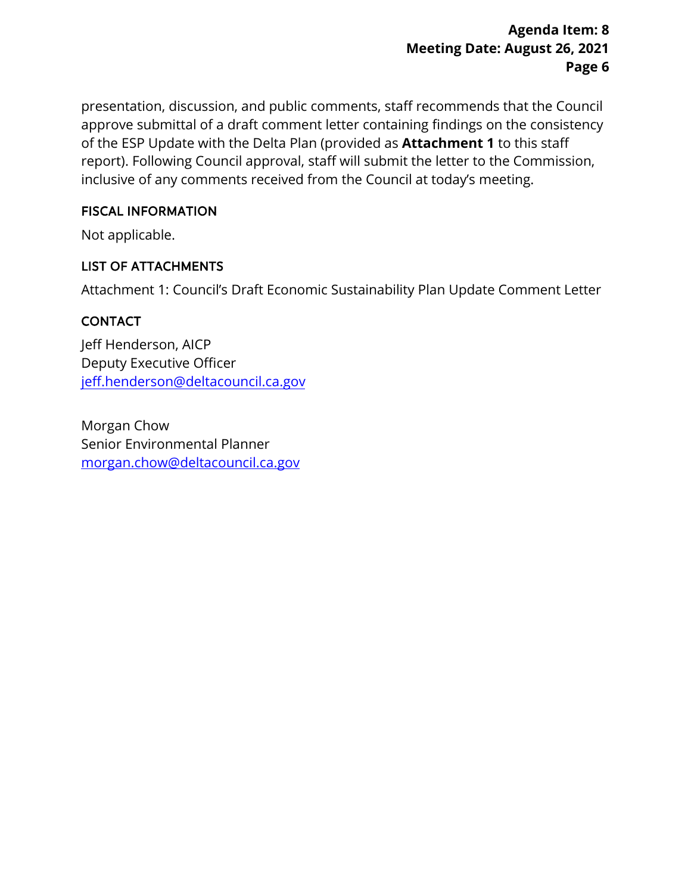presentation, discussion, and public comments, staff recommends that the Council approve submittal of a draft comment letter containing findings on the consistency of the ESP Update with the Delta Plan (provided as **Attachment 1** to this staff report). Following Council approval, staff will submit the letter to the Commission, inclusive of any comments received from the Council at today's meeting.

## FISCAL INFORMATION

Not applicable.

## LIST OF ATTACHMENTS

Attachment 1: Council's Draft Economic Sustainability Plan Update Comment Letter

## CONTACT

Jeff Henderson, AICP
Deputy Executive Officer
jeff.henderson@deltacouncil.ca.gov

Morgan Chow
Senior Environmental Planner
morgan.chow@deltacouncil.ca.gov